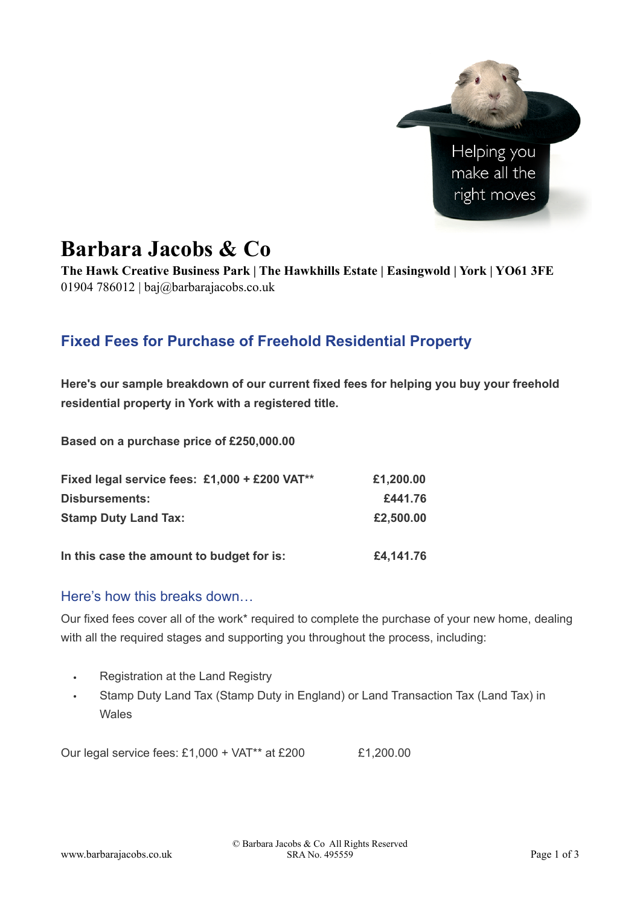Helping you make all the right moves

# Barbara Jacobs & Co

**The Hawk Creative Business Park | The Hawkhills Estate | Easingwold | York | YO61 3FE**
01904 786012 | baj@barbarajacobs.co.uk

## Fixed Fees for Purchase of Freehold Residential Property

**Here's our sample breakdown of our current fixed fees for helping you buy your freehold residential property in York with a registered title.**

**Based on a purchase price of £250,000.00**

| | |
|---|---|
| **Fixed legal service fees: £1,000 + £200 VAT**** | **£1,200.00** |
| **Disbursements:** | **£441.76** |
| **Stamp Duty Land Tax:** | **£2,500.00** |
| **In this case the amount to budget for is:** | **£4,141.76** |

### Here's how this breaks down…

Our fixed fees cover all of the work* required to complete the purchase of your new home, dealing with all the required stages and supporting you throughout the process, including:

- Registration at the Land Registry
- Stamp Duty Land Tax (Stamp Duty in England) or Land Transaction Tax (Land Tax) in Wales

Our legal service fees: £1,000 + VAT** at £200 £1,200.00

© Barbara Jacobs & Co All Rights Reserved
SRA No. 495559

www.barbarajacobs.co.uk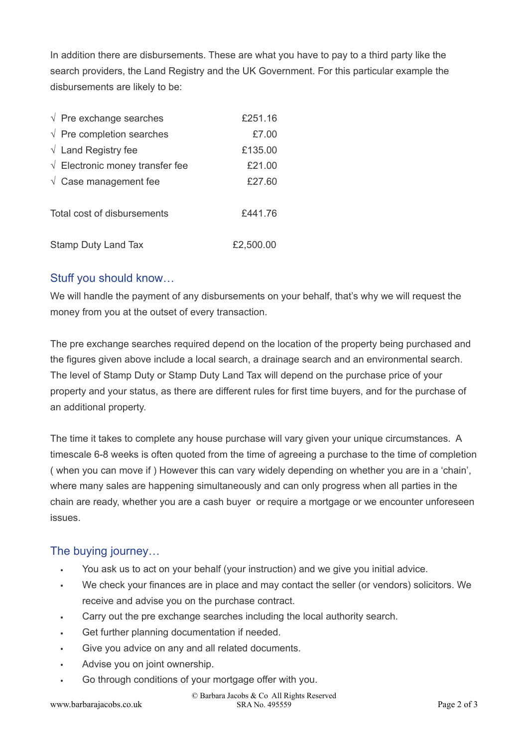In addition there are disbursements. These are what you have to pay to a third party like the search providers, the Land Registry and the UK Government. For this particular example the disbursements are likely to be:

| | |
|---|---|
| √ Pre exchange searches | £251.16 |
| √ Pre completion searches | £7.00 |
| √ Land Registry fee | £135.00 |
| √ Electronic money transfer fee | £21.00 |
| √ Case management fee | £27.60 |
| Total cost of disbursements | £441.76 |
| Stamp Duty Land Tax | £2,500.00 |

## Stuff you should know…

We will handle the payment of any disbursements on your behalf, that's why we will request the money from you at the outset of every transaction.

The pre exchange searches required depend on the location of the property being purchased and the figures given above include a local search, a drainage search and an environmental search. The level of Stamp Duty or Stamp Duty Land Tax will depend on the purchase price of your property and your status, as there are different rules for first time buyers, and for the purchase of an additional property.

The time it takes to complete any house purchase will vary given your unique circumstances. A timescale 6-8 weeks is often quoted from the time of agreeing a purchase to the time of completion ( when you can move if ) However this can vary widely depending on whether you are in a 'chain', where many sales are happening simultaneously and can only progress when all parties in the chain are ready, whether you are a cash buyer or require a mortgage or we encounter unforeseen issues.

## The buying journey…

- You ask us to act on your behalf (your instruction) and we give you initial advice.
- We check your finances are in place and may contact the seller (or vendors) solicitors. We receive and advise you on the purchase contract.
- Carry out the pre exchange searches including the local authority search.
- Get further planning documentation if needed.
- Give you advice on any and all related documents.
- Advise you on joint ownership.
- Go through conditions of your mortgage offer with you.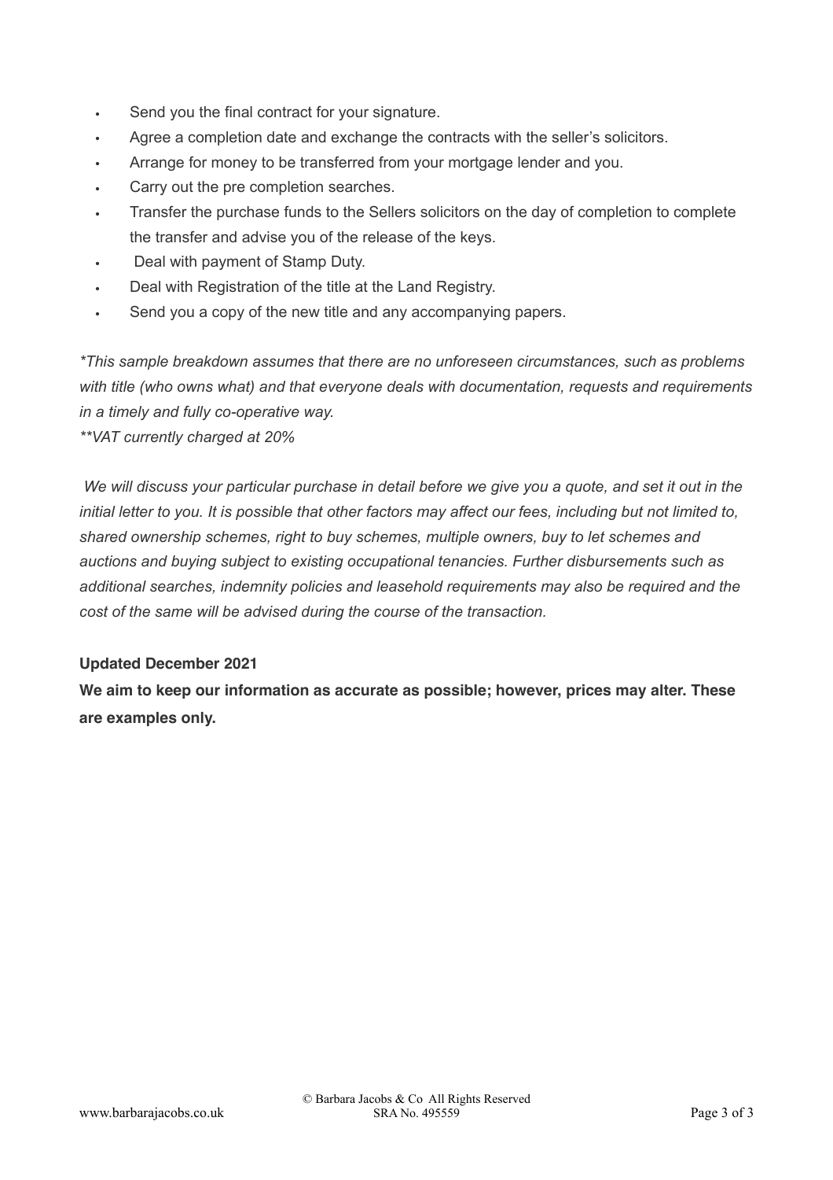- Send you the final contract for your signature.
- Agree a completion date and exchange the contracts with the seller's solicitors.
- Arrange for money to be transferred from your mortgage lender and you.
- Carry out the pre completion searches.
- Transfer the purchase funds to the Sellers solicitors on the day of completion to complete the transfer and advise you of the release of the keys.
- Deal with payment of Stamp Duty.
- Deal with Registration of the title at the Land Registry.
- Send you a copy of the new title and any accompanying papers.

*\*This sample breakdown assumes that there are no unforeseen circumstances, such as problems with title (who owns what) and that everyone deals with documentation, requests and requirements in a timely and fully co-operative way.*
*\*\*VAT currently charged at 20%*

*We will discuss your particular purchase in detail before we give you a quote, and set it out in the initial letter to you. It is possible that other factors may affect our fees, including but not limited to, shared ownership schemes, right to buy schemes, multiple owners, buy to let schemes and auctions and buying subject to existing occupational tenancies. Further disbursements such as additional searches, indemnity policies and leasehold requirements may also be required and the cost of the same will be advised during the course of the transaction.*

**Updated December 2021**

**We aim to keep our information as accurate as possible; however, prices may alter. These are examples only.**

www.barbarajacobs.co.uk © Barbara Jacobs & Co All Rights Reserved SRA No. 495559